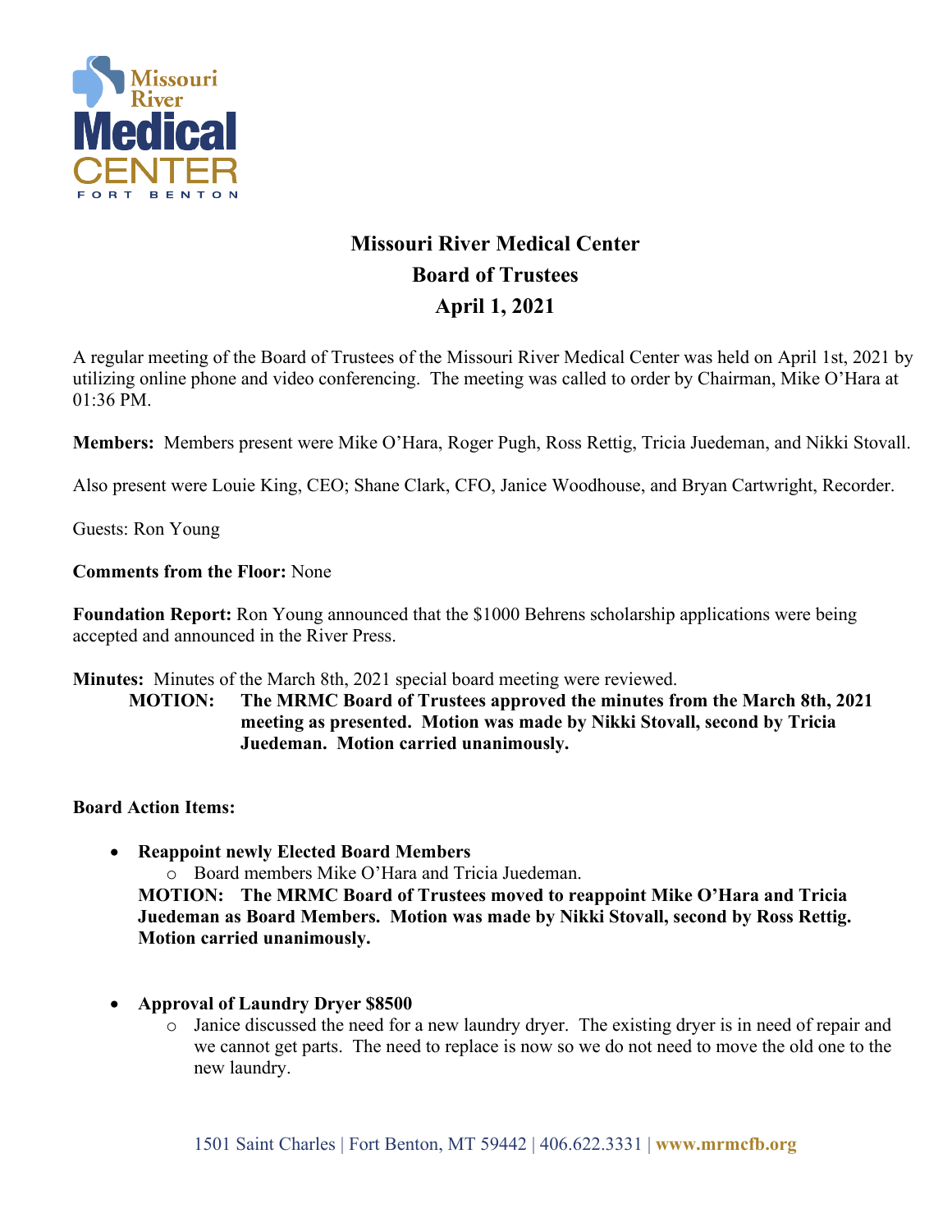# Missouri River Medical Center
## Board of Trustees
## April 1, 2021

A regular meeting of the Board of Trustees of the Missouri River Medical Center was held on April 1st, 2021 by utilizing online phone and video conferencing. The meeting was called to order by Chairman, Mike O'Hara at 01:36 PM.

**Members:** Members present were Mike O'Hara, Roger Pugh, Ross Rettig, Tricia Juedeman, and Nikki Stovall.

Also present were Louie King, CEO; Shane Clark, CFO, Janice Woodhouse, and Bryan Cartwright, Recorder.

Guests: Ron Young

**Comments from the Floor:** None

**Foundation Report:** Ron Young announced that the $1000 Behrens scholarship applications were being accepted and announced in the River Press.

**Minutes:** Minutes of the March 8th, 2021 special board meeting were reviewed.

> **MOTION: The MRMC Board of Trustees approved the minutes from the March 8th, 2021 meeting as presented. Motion was made by Nikki Stovall, second by Tricia Juedeman. Motion carried unanimously.**

**Board Action Items:**

- **Reappoint newly Elected Board Members**
  - Board members Mike O'Hara and Tricia Juedeman.

  **MOTION: The MRMC Board of Trustees moved to reappoint Mike O'Hara and Tricia Juedeman as Board Members. Motion was made by Nikki Stovall, second by Ross Rettig. Motion carried unanimously.**

- **Approval of Laundry Dryer $8500**
  - Janice discussed the need for a new laundry dryer. The existing dryer is in need of repair and we cannot get parts. The need to replace is now so we do not need to move the old one to the new laundry.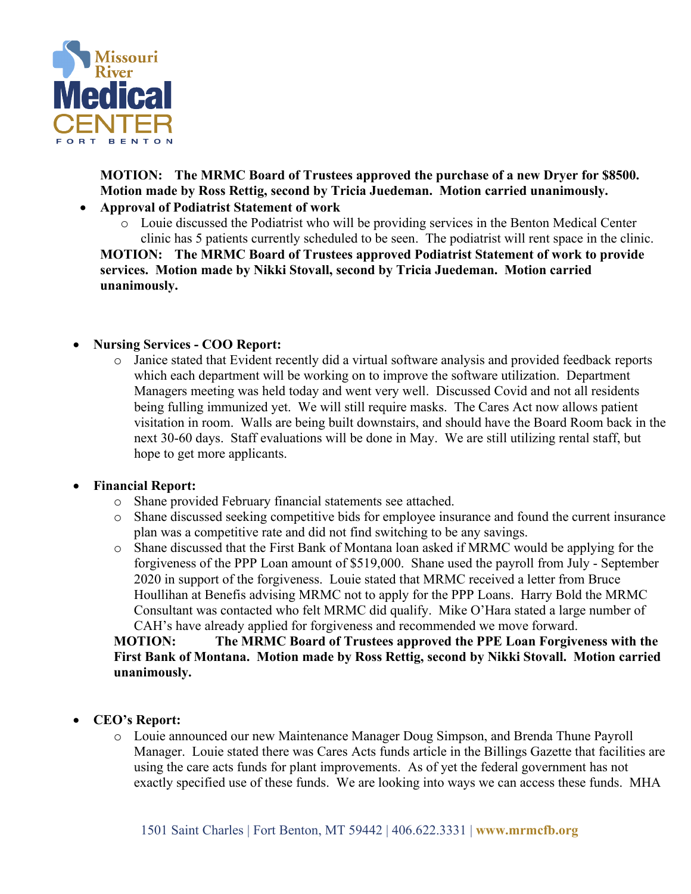**MOTION: The MRMC Board of Trustees approved the purchase of a new Dryer for $8500. Motion made by Ross Rettig, second by Tricia Juedeman. Motion carried unanimously.**

- **Approval of Podiatrist Statement of work**
  - Louie discussed the Podiatrist who will be providing services in the Benton Medical Center clinic has 5 patients currently scheduled to be seen. The podiatrist will rent space in the clinic.

**MOTION: The MRMC Board of Trustees approved Podiatrist Statement of work to provide services. Motion made by Nikki Stovall, second by Tricia Juedeman. Motion carried unanimously.**

- **Nursing Services - COO Report:**
  - Janice stated that Evident recently did a virtual software analysis and provided feedback reports which each department will be working on to improve the software utilization. Department Managers meeting was held today and went very well. Discussed Covid and not all residents being fulling immunized yet. We will still require masks. The Cares Act now allows patient visitation in room. Walls are being built downstairs, and should have the Board Room back in the next 30-60 days. Staff evaluations will be done in May. We are still utilizing rental staff, but hope to get more applicants.

- **Financial Report:**
  - Shane provided February financial statements see attached.
  - Shane discussed seeking competitive bids for employee insurance and found the current insurance plan was a competitive rate and did not find switching to be any savings.
  - Shane discussed that the First Bank of Montana loan asked if MRMC would be applying for the forgiveness of the PPP Loan amount of $519,000. Shane used the payroll from July - September 2020 in support of the forgiveness. Louie stated that MRMC received a letter from Bruce Houllihan at Benefis advising MRMC not to apply for the PPP Loans. Harry Bold the MRMC Consultant was contacted who felt MRMC did qualify. Mike O'Hara stated a large number of CAH's have already applied for forgiveness and recommended we move forward.

**MOTION: The MRMC Board of Trustees approved the PPE Loan Forgiveness with the First Bank of Montana. Motion made by Ross Rettig, second by Nikki Stovall. Motion carried unanimously.**

- **CEO's Report:**
  - Louie announced our new Maintenance Manager Doug Simpson, and Brenda Thune Payroll Manager. Louie stated there was Cares Acts funds article in the Billings Gazette that facilities are using the care acts funds for plant improvements. As of yet the federal government has not exactly specified use of these funds. We are looking into ways we can access these funds. MHA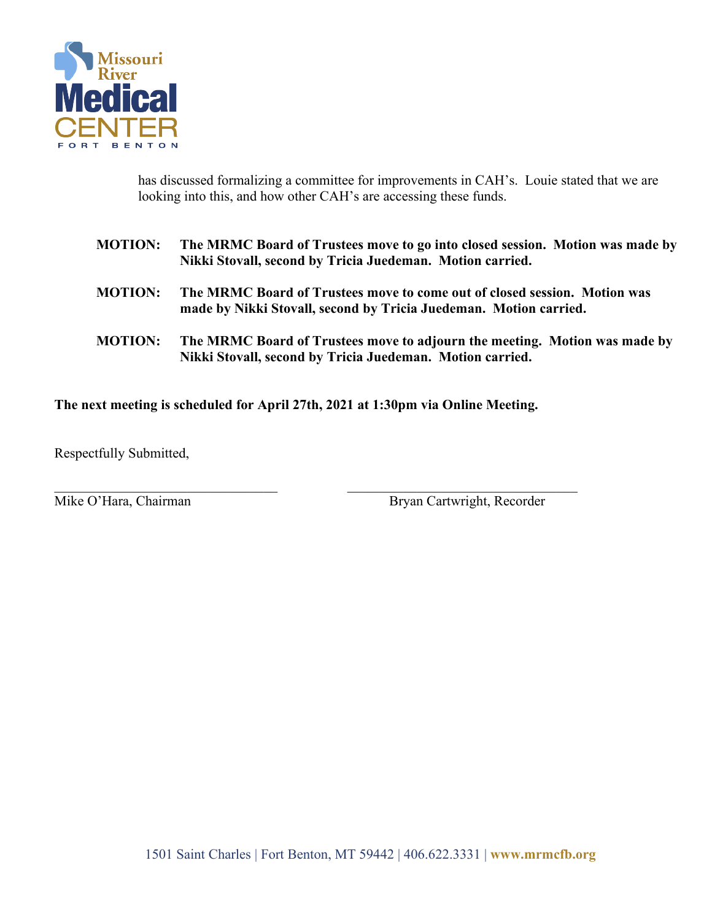has discussed formalizing a committee for improvements in CAH's. Louie stated that we are looking into this, and how other CAH's are accessing these funds.

**MOTION: The MRMC Board of Trustees move to go into closed session. Motion was made by Nikki Stovall, second by Tricia Juedeman. Motion carried.**

**MOTION: The MRMC Board of Trustees move to come out of closed session. Motion was made by Nikki Stovall, second by Tricia Juedeman. Motion carried.**

**MOTION: The MRMC Board of Trustees move to adjourn the meeting. Motion was made by Nikki Stovall, second by Tricia Juedeman. Motion carried.**

**The next meeting is scheduled for April 27th, 2021 at 1:30pm via Online Meeting.**

Respectfully Submitted,

\_\_\_\_\_\_\_\_\_\_\_\_\_\_\_\_\_\_\_\_\_\_\_\_\_\_\_\_\_\_ \_\_\_\_\_\_\_\_\_\_\_\_\_\_\_\_\_\_\_\_\_\_\_\_\_\_\_\_\_\_

Mike O'Hara, Chairman Bryan Cartwright, Recorder